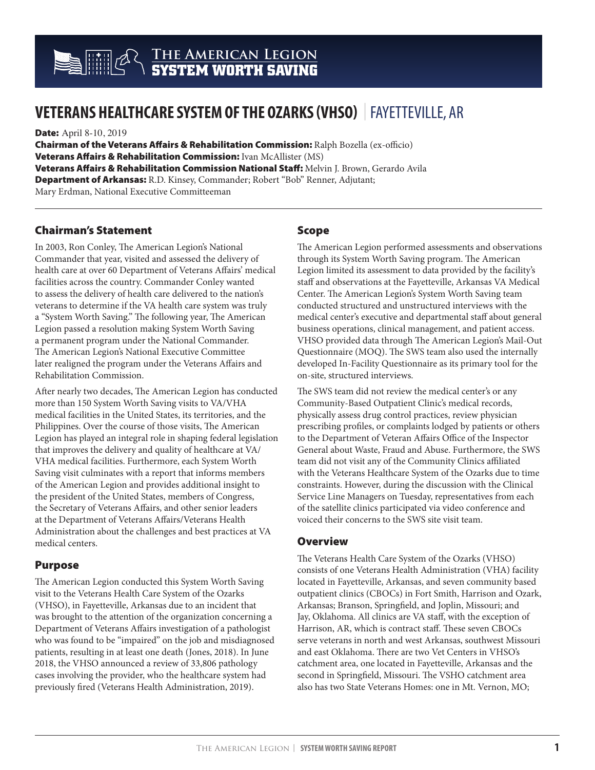# VETERANS HEALTHCARE SYSTEM OF THE OZARKS (VHSO) | FAYETTEVILLE, AR

**Date:** April 8-10, 2019
**Chairman of the Veterans Affairs & Rehabilitation Commission:** Ralph Bozella (ex-officio)
**Veterans Affairs & Rehabilitation Commission:** Ivan McAllister (MS)
**Veterans Affairs & Rehabilitation Commission National Staff:** Melvin J. Brown, Gerardo Avila
**Department of Arkansas:** R.D. Kinsey, Commander; Robert "Bob" Renner, Adjutant; Mary Erdman, National Executive Committeeman

## Chairman's Statement

In 2003, Ron Conley, The American Legion's National Commander that year, visited and assessed the delivery of health care at over 60 Department of Veterans Affairs' medical facilities across the country. Commander Conley wanted to assess the delivery of health care delivered to the nation's veterans to determine if the VA health care system was truly a "System Worth Saving." The following year, The American Legion passed a resolution making System Worth Saving a permanent program under the National Commander. The American Legion's National Executive Committee later realigned the program under the Veterans Affairs and Rehabilitation Commission.

After nearly two decades, The American Legion has conducted more than 150 System Worth Saving visits to VA/VHA medical facilities in the United States, its territories, and the Philippines. Over the course of those visits, The American Legion has played an integral role in shaping federal legislation that improves the delivery and quality of healthcare at VA/VHA medical facilities. Furthermore, each System Worth Saving visit culminates with a report that informs members of the American Legion and provides additional insight to the president of the United States, members of Congress, the Secretary of Veterans Affairs, and other senior leaders at the Department of Veterans Affairs/Veterans Health Administration about the challenges and best practices at VA medical centers.

## Purpose

The American Legion conducted this System Worth Saving visit to the Veterans Health Care System of the Ozarks (VHSO), in Fayetteville, Arkansas due to an incident that was brought to the attention of the organization concerning a Department of Veterans Affairs investigation of a pathologist who was found to be "impaired" on the job and misdiagnosed patients, resulting in at least one death (Jones, 2018). In June 2018, the VHSO announced a review of 33,806 pathology cases involving the provider, who the healthcare system had previously fired (Veterans Health Administration, 2019).

## Scope

The American Legion performed assessments and observations through its System Worth Saving program. The American Legion limited its assessment to data provided by the facility's staff and observations at the Fayetteville, Arkansas VA Medical Center. The American Legion's System Worth Saving team conducted structured and unstructured interviews with the medical center's executive and departmental staff about general business operations, clinical management, and patient access. VHSO provided data through The American Legion's Mail-Out Questionnaire (MOQ). The SWS team also used the internally developed In-Facility Questionnaire as its primary tool for the on-site, structured interviews.

The SWS team did not review the medical center's or any Community-Based Outpatient Clinic's medical records, physically assess drug control practices, review physician prescribing profiles, or complaints lodged by patients or others to the Department of Veteran Affairs Office of the Inspector General about Waste, Fraud and Abuse. Furthermore, the SWS team did not visit any of the Community Clinics affiliated with the Veterans Healthcare System of the Ozarks due to time constraints. However, during the discussion with the Clinical Service Line Managers on Tuesday, representatives from each of the satellite clinics participated via video conference and voiced their concerns to the SWS site visit team.

## Overview

The Veterans Health Care System of the Ozarks (VHSO) consists of one Veterans Health Administration (VHA) facility located in Fayetteville, Arkansas, and seven community based outpatient clinics (CBOCs) in Fort Smith, Harrison and Ozark, Arkansas; Branson, Springfield, and Joplin, Missouri; and Jay, Oklahoma. All clinics are VA staff, with the exception of Harrison, AR, which is contract staff. These seven CBOCs serve veterans in north and west Arkansas, southwest Missouri and east Oklahoma. There are two Vet Centers in VHSO's catchment area, one located in Fayetteville, Arkansas and the second in Springfield, Missouri. The VSHO catchment area also has two State Veterans Homes: one in Mt. Vernon, MO;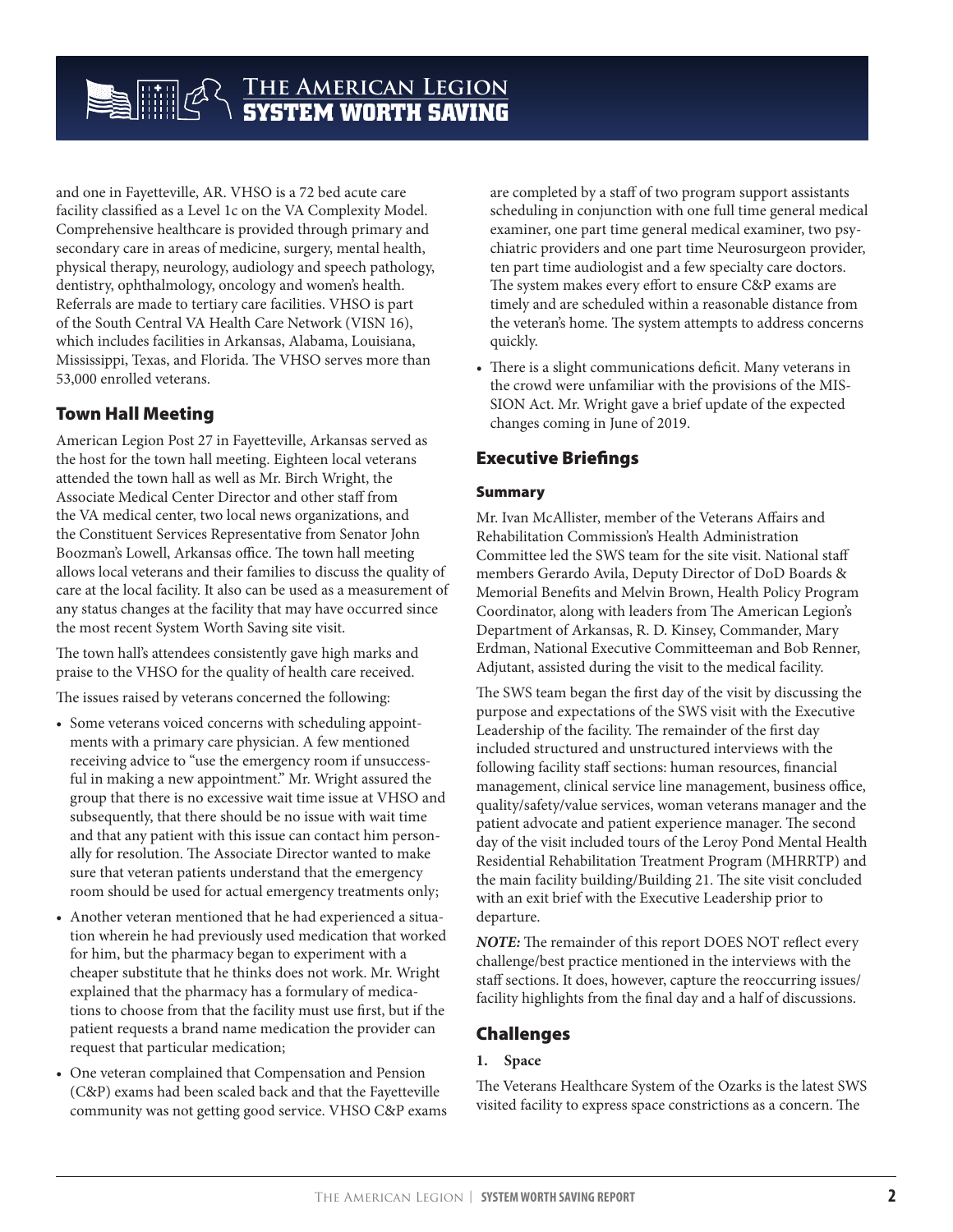and one in Fayetteville, AR. VHSO is a 72 bed acute care facility classified as a Level 1c on the VA Complexity Model. Comprehensive healthcare is provided through primary and secondary care in areas of medicine, surgery, mental health, physical therapy, neurology, audiology and speech pathology, dentistry, ophthalmology, oncology and women's health. Referrals are made to tertiary care facilities. VHSO is part of the South Central VA Health Care Network (VISN 16), which includes facilities in Arkansas, Alabama, Louisiana, Mississippi, Texas, and Florida. The VHSO serves more than 53,000 enrolled veterans.

## Town Hall Meeting

American Legion Post 27 in Fayetteville, Arkansas served as the host for the town hall meeting. Eighteen local veterans attended the town hall as well as Mr. Birch Wright, the Associate Medical Center Director and other staff from the VA medical center, two local news organizations, and the Constituent Services Representative from Senator John Boozman's Lowell, Arkansas office. The town hall meeting allows local veterans and their families to discuss the quality of care at the local facility. It also can be used as a measurement of any status changes at the facility that may have occurred since the most recent System Worth Saving site visit.

The town hall's attendees consistently gave high marks and praise to the VHSO for the quality of health care received.

The issues raised by veterans concerned the following:

- Some veterans voiced concerns with scheduling appointments with a primary care physician. A few mentioned receiving advice to "use the emergency room if unsuccessful in making a new appointment." Mr. Wright assured the group that there is no excessive wait time issue at VHSO and subsequently, that there should be no issue with wait time and that any patient with this issue can contact him personally for resolution. The Associate Director wanted to make sure that veteran patients understand that the emergency room should be used for actual emergency treatments only;
- Another veteran mentioned that he had experienced a situation wherein he had previously used medication that worked for him, but the pharmacy began to experiment with a cheaper substitute that he thinks does not work. Mr. Wright explained that the pharmacy has a formulary of medications to choose from that the facility must use first, but if the patient requests a brand name medication the provider can request that particular medication;
- One veteran complained that Compensation and Pension (C&P) exams had been scaled back and that the Fayetteville community was not getting good service. VHSO C&P exams are completed by a staff of two program support assistants scheduling in conjunction with one full time general medical examiner, one part time general medical examiner, two psychiatric providers and one part time Neurosurgeon provider, ten part time audiologist and a few specialty care doctors. The system makes every effort to ensure C&P exams are timely and are scheduled within a reasonable distance from the veteran's home. The system attempts to address concerns quickly.
- There is a slight communications deficit. Many veterans in the crowd were unfamiliar with the provisions of the MISSION Act. Mr. Wright gave a brief update of the expected changes coming in June of 2019.

## Executive Briefings

### Summary

Mr. Ivan McAllister, member of the Veterans Affairs and Rehabilitation Commission's Health Administration Committee led the SWS team for the site visit. National staff members Gerardo Avila, Deputy Director of DoD Boards & Memorial Benefits and Melvin Brown, Health Policy Program Coordinator, along with leaders from The American Legion's Department of Arkansas, R. D. Kinsey, Commander, Mary Erdman, National Executive Committeeman and Bob Renner, Adjutant, assisted during the visit to the medical facility.

The SWS team began the first day of the visit by discussing the purpose and expectations of the SWS visit with the Executive Leadership of the facility. The remainder of the first day included structured and unstructured interviews with the following facility staff sections: human resources, financial management, clinical service line management, business office, quality/safety/value services, woman veterans manager and the patient advocate and patient experience manager. The second day of the visit included tours of the Leroy Pond Mental Health Residential Rehabilitation Treatment Program (MHRRTP) and the main facility building/Building 21. The site visit concluded with an exit brief with the Executive Leadership prior to departure.

***NOTE:*** The remainder of this report DOES NOT reflect every challenge/best practice mentioned in the interviews with the staff sections. It does, however, capture the reoccurring issues/facility highlights from the final day and a half of discussions.

## Challenges

**1. Space**

The Veterans Healthcare System of the Ozarks is the latest SWS visited facility to express space constrictions as a concern. The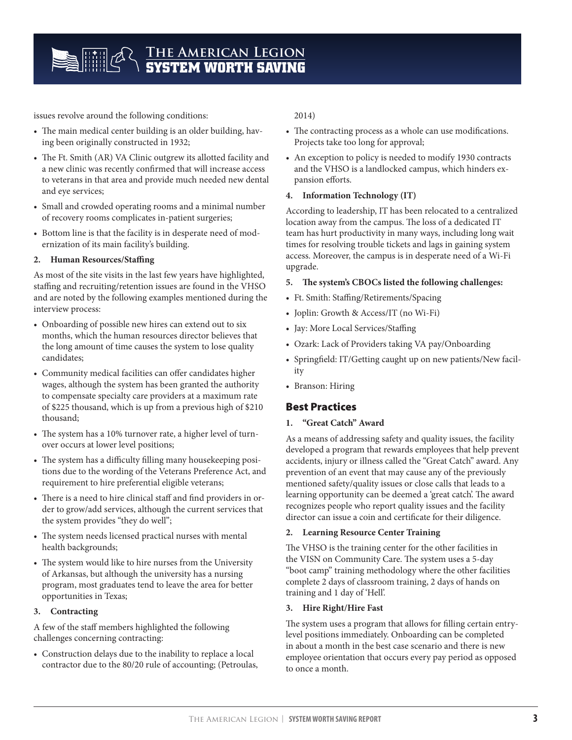issues revolve around the following conditions:

- The main medical center building is an older building, having been originally constructed in 1932;
- The Ft. Smith (AR) VA Clinic outgrew its allotted facility and a new clinic was recently confirmed that will increase access to veterans in that area and provide much needed new dental and eye services;
- Small and crowded operating rooms and a minimal number of recovery rooms complicates in-patient surgeries;
- Bottom line is that the facility is in desperate need of modernization of its main facility's building.

**2. Human Resources/Staffing**

As most of the site visits in the last few years have highlighted, staffing and recruiting/retention issues are found in the VHSO and are noted by the following examples mentioned during the interview process:

- Onboarding of possible new hires can extend out to six months, which the human resources director believes that the long amount of time causes the system to lose quality candidates;
- Community medical facilities can offer candidates higher wages, although the system has been granted the authority to compensate specialty care providers at a maximum rate of $225 thousand, which is up from a previous high of $210 thousand;
- The system has a 10% turnover rate, a higher level of turnover occurs at lower level positions;
- The system has a difficulty filling many housekeeping positions due to the wording of the Veterans Preference Act, and requirement to hire preferential eligible veterans;
- There is a need to hire clinical staff and find providers in order to grow/add services, although the current services that the system provides "they do well";
- The system needs licensed practical nurses with mental health backgrounds;
- The system would like to hire nurses from the University of Arkansas, but although the university has a nursing program, most graduates tend to leave the area for better opportunities in Texas;

**3. Contracting**

A few of the staff members highlighted the following challenges concerning contracting:

- Construction delays due to the inability to replace a local contractor due to the 80/20 rule of accounting; (Petroulas, 2014)
- The contracting process as a whole can use modifications. Projects take too long for approval;
- An exception to policy is needed to modify 1930 contracts and the VHSO is a landlocked campus, which hinders expansion efforts.

**4. Information Technology (IT)**

According to leadership, IT has been relocated to a centralized location away from the campus. The loss of a dedicated IT team has hurt productivity in many ways, including long wait times for resolving trouble tickets and lags in gaining system access. Moreover, the campus is in desperate need of a Wi-Fi upgrade.

**5. The system's CBOCs listed the following challenges:**

- Ft. Smith: Staffing/Retirements/Spacing
- Joplin: Growth & Access/IT (no Wi-Fi)
- Jay: More Local Services/Staffing
- Ozark: Lack of Providers taking VA pay/Onboarding
- Springfield: IT/Getting caught up on new patients/New facility
- Branson: Hiring

## Best Practices

**1. "Great Catch" Award**

As a means of addressing safety and quality issues, the facility developed a program that rewards employees that help prevent accidents, injury or illness called the "Great Catch" award. Any prevention of an event that may cause any of the previously mentioned safety/quality issues or close calls that leads to a learning opportunity can be deemed a 'great catch'. The award recognizes people who report quality issues and the facility director can issue a coin and certificate for their diligence.

**2. Learning Resource Center Training**

The VHSO is the training center for the other facilities in the VISN on Community Care. The system uses a 5-day "boot camp" training methodology where the other facilities complete 2 days of classroom training, 2 days of hands on training and 1 day of 'Hell'.

**3. Hire Right/Hire Fast**

The system uses a program that allows for filling certain entry-level positions immediately. Onboarding can be completed in about a month in the best case scenario and there is new employee orientation that occurs every pay period as opposed to once a month.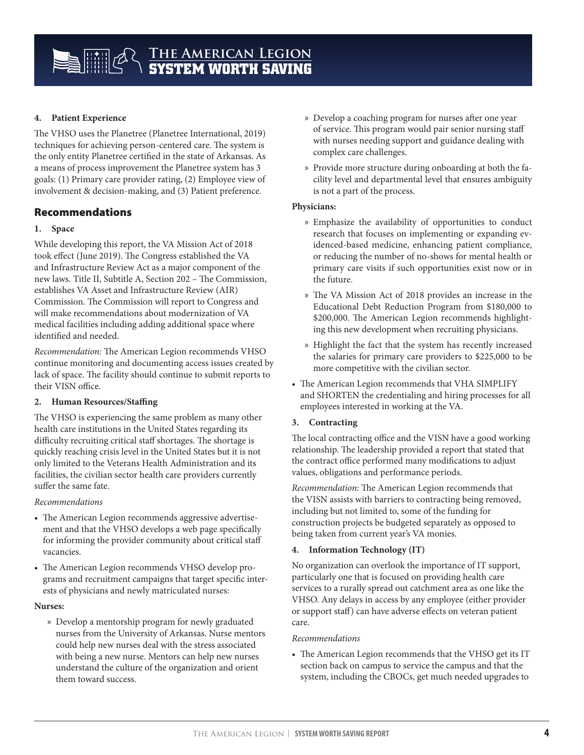**4. Patient Experience**

The VHSO uses the Planetree (Planetree International, 2019) techniques for achieving person-centered care. The system is the only entity Planetree certified in the state of Arkansas. As a means of process improvement the Planetree system has 3 goals: (1) Primary care provider rating, (2) Employee view of involvement & decision-making, and (3) Patient preference.

## Recommendations

**1. Space**

While developing this report, the VA Mission Act of 2018 took effect (June 2019). The Congress established the VA and Infrastructure Review Act as a major component of the new laws. Title II, Subtitle A, Section 202 – The Commission, establishes VA Asset and Infrastructure Review (AIR) Commission. The Commission will report to Congress and will make recommendations about modernization of VA medical facilities including adding additional space where identified and needed.

*Recommendation:* The American Legion recommends VHSO continue monitoring and documenting access issues created by lack of space. The facility should continue to submit reports to their VISN office.

**2. Human Resources/Staffing**

The VHSO is experiencing the same problem as many other health care institutions in the United States regarding its difficulty recruiting critical staff shortages. The shortage is quickly reaching crisis level in the United States but it is not only limited to the Veterans Health Administration and its facilities, the civilian sector health care providers currently suffer the same fate.

*Recommendations*

- The American Legion recommends aggressive advertisement and that the VHSO develops a web page specifically for informing the provider community about critical staff vacancies.
- The American Legion recommends VHSO develop programs and recruitment campaigns that target specific interests of physicians and newly matriculated nurses:

**Nurses:**

- Develop a mentorship program for newly graduated nurses from the University of Arkansas. Nurse mentors could help new nurses deal with the stress associated with being a new nurse. Mentors can help new nurses understand the culture of the organization and orient them toward success.
- Develop a coaching program for nurses after one year of service. This program would pair senior nursing staff with nurses needing support and guidance dealing with complex care challenges.
- Provide more structure during onboarding at both the facility level and departmental level that ensures ambiguity is not a part of the process.

**Physicians:**

- Emphasize the availability of opportunities to conduct research that focuses on implementing or expanding evidenced-based medicine, enhancing patient compliance, or reducing the number of no-shows for mental health or primary care visits if such opportunities exist now or in the future.
- The VA Mission Act of 2018 provides an increase in the Educational Debt Reduction Program from $180,000 to $200,000. The American Legion recommends highlighting this new development when recruiting physicians.
- Highlight the fact that the system has recently increased the salaries for primary care providers to $225,000 to be more competitive with the civilian sector.

- The American Legion recommends that VHA SIMPLIFY and SHORTEN the credentialing and hiring processes for all employees interested in working at the VA.

**3. Contracting**

The local contracting office and the VISN have a good working relationship. The leadership provided a report that stated that the contract office performed many modifications to adjust values, obligations and performance periods.

*Recommendation:* The American Legion recommends that the VISN assists with barriers to contracting being removed, including but not limited to, some of the funding for construction projects be budgeted separately as opposed to being taken from current year's VA monies.

**4. Information Technology (IT)**

No organization can overlook the importance of IT support, particularly one that is focused on providing health care services to a rurally spread out catchment area as one like the VHSO. Any delays in access by any employee (either provider or support staff) can have adverse effects on veteran patient care.

*Recommendations*

- The American Legion recommends that the VHSO get its IT section back on campus to service the campus and that the system, including the CBOCs, get much needed upgrades to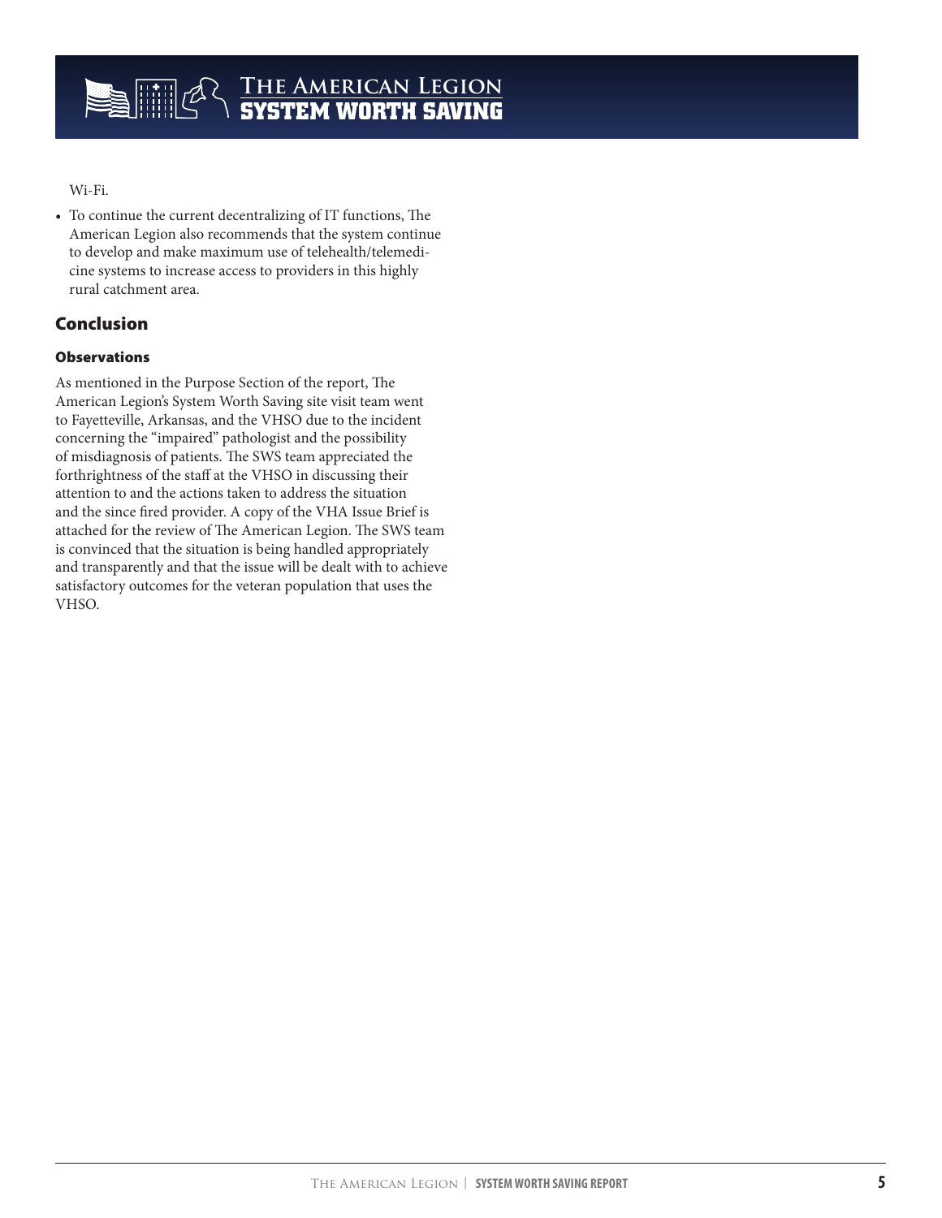Wi-Fi.

- To continue the current decentralizing of IT functions, The American Legion also recommends that the system continue to develop and make maximum use of telehealth/telemedicine systems to increase access to providers in this highly rural catchment area.

## Conclusion

### Observations

As mentioned in the Purpose Section of the report, The American Legion's System Worth Saving site visit team went to Fayetteville, Arkansas, and the VHSO due to the incident concerning the "impaired" pathologist and the possibility of misdiagnosis of patients. The SWS team appreciated the forthrightness of the staff at the VHSO in discussing their attention to and the actions taken to address the situation and the since fired provider. A copy of the VHA Issue Brief is attached for the review of The American Legion. The SWS team is convinced that the situation is being handled appropriately and transparently and that the issue will be dealt with to achieve satisfactory outcomes for the veteran population that uses the VHSO.